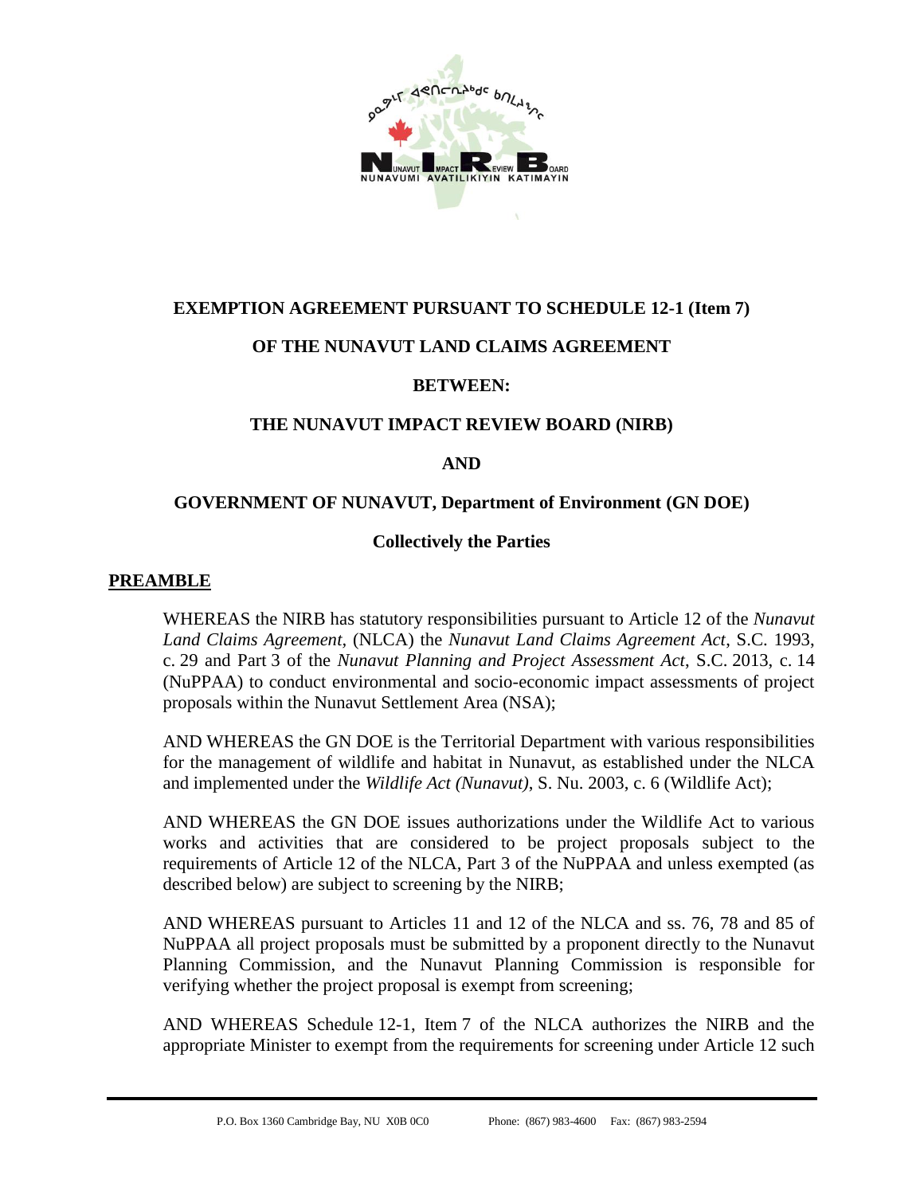**EXEMPTION AGREEMENT PURSUANT TO SCHEDULE 12-1 (Item 7)**

**OF THE NUNAVUT LAND CLAIMS AGREEMENT**

**BETWEEN:**

**THE NUNAVUT IMPACT REVIEW BOARD (NIRB)**

**AND**

**GOVERNMENT OF NUNAVUT, Department of Environment (GN DOE)**

**Collectively the Parties**

## PREAMBLE

WHEREAS the NIRB has statutory responsibilities pursuant to Article 12 of the *Nunavut Land Claims Agreement*, (NLCA) the *Nunavut Land Claims Agreement Act*, S.C. 1993, c. 29 and Part 3 of the *Nunavut Planning and Project Assessment Act*, S.C. 2013, c. 14 (NuPPAA) to conduct environmental and socio-economic impact assessments of project proposals within the Nunavut Settlement Area (NSA);

AND WHEREAS the GN DOE is the Territorial Department with various responsibilities for the management of wildlife and habitat in Nunavut, as established under the NLCA and implemented under the *Wildlife Act (Nunavut)*, S. Nu. 2003, c. 6 (Wildlife Act);

AND WHEREAS the GN DOE issues authorizations under the Wildlife Act to various works and activities that are considered to be project proposals subject to the requirements of Article 12 of the NLCA, Part 3 of the NuPPAA and unless exempted (as described below) are subject to screening by the NIRB;

AND WHEREAS pursuant to Articles 11 and 12 of the NLCA and ss. 76, 78 and 85 of NuPPAA all project proposals must be submitted by a proponent directly to the Nunavut Planning Commission, and the Nunavut Planning Commission is responsible for verifying whether the project proposal is exempt from screening;

AND WHEREAS Schedule 12-1, Item 7 of the NLCA authorizes the NIRB and the appropriate Minister to exempt from the requirements for screening under Article 12 such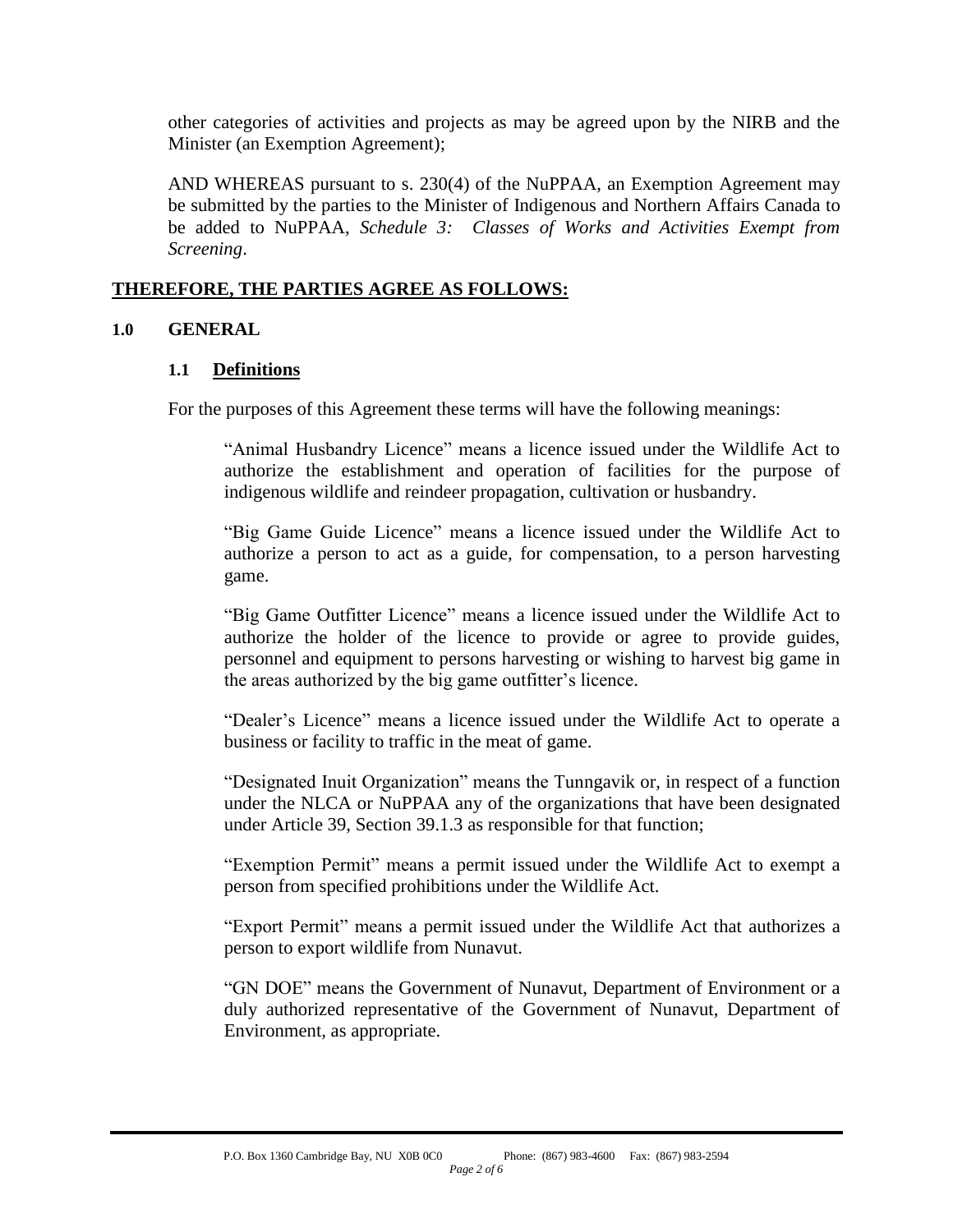other categories of activities and projects as may be agreed upon by the NIRB and the Minister (an Exemption Agreement);

AND WHEREAS pursuant to s. 230(4) of the NuPPAA, an Exemption Agreement may be submitted by the parties to the Minister of Indigenous and Northern Affairs Canada to be added to NuPPAA, *Schedule 3: Classes of Works and Activities Exempt from Screening*.

## THEREFORE, THE PARTIES AGREE AS FOLLOWS:

### 1.0 GENERAL

#### 1.1 Definitions

For the purposes of this Agreement these terms will have the following meanings:

"Animal Husbandry Licence" means a licence issued under the Wildlife Act to authorize the establishment and operation of facilities for the purpose of indigenous wildlife and reindeer propagation, cultivation or husbandry.

"Big Game Guide Licence" means a licence issued under the Wildlife Act to authorize a person to act as a guide, for compensation, to a person harvesting game.

"Big Game Outfitter Licence" means a licence issued under the Wildlife Act to authorize the holder of the licence to provide or agree to provide guides, personnel and equipment to persons harvesting or wishing to harvest big game in the areas authorized by the big game outfitter's licence.

"Dealer's Licence" means a licence issued under the Wildlife Act to operate a business or facility to traffic in the meat of game.

"Designated Inuit Organization" means the Tunngavik or, in respect of a function under the NLCA or NuPPAA any of the organizations that have been designated under Article 39, Section 39.1.3 as responsible for that function;

"Exemption Permit" means a permit issued under the Wildlife Act to exempt a person from specified prohibitions under the Wildlife Act.

"Export Permit" means a permit issued under the Wildlife Act that authorizes a person to export wildlife from Nunavut.

"GN DOE" means the Government of Nunavut, Department of Environment or a duly authorized representative of the Government of Nunavut, Department of Environment, as appropriate.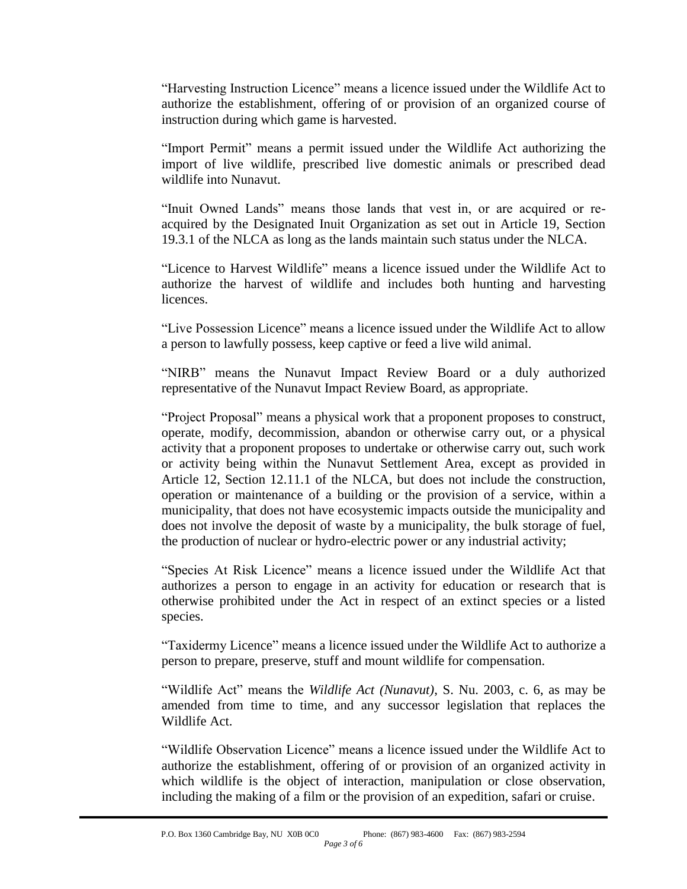"Harvesting Instruction Licence" means a licence issued under the Wildlife Act to authorize the establishment, offering of or provision of an organized course of instruction during which game is harvested.

"Import Permit" means a permit issued under the Wildlife Act authorizing the import of live wildlife, prescribed live domestic animals or prescribed dead wildlife into Nunavut.

"Inuit Owned Lands" means those lands that vest in, or are acquired or re-acquired by the Designated Inuit Organization as set out in Article 19, Section 19.3.1 of the NLCA as long as the lands maintain such status under the NLCA.

"Licence to Harvest Wildlife" means a licence issued under the Wildlife Act to authorize the harvest of wildlife and includes both hunting and harvesting licences.

"Live Possession Licence" means a licence issued under the Wildlife Act to allow a person to lawfully possess, keep captive or feed a live wild animal.

"NIRB" means the Nunavut Impact Review Board or a duly authorized representative of the Nunavut Impact Review Board, as appropriate.

"Project Proposal" means a physical work that a proponent proposes to construct, operate, modify, decommission, abandon or otherwise carry out, or a physical activity that a proponent proposes to undertake or otherwise carry out, such work or activity being within the Nunavut Settlement Area, except as provided in Article 12, Section 12.11.1 of the NLCA, but does not include the construction, operation or maintenance of a building or the provision of a service, within a municipality, that does not have ecosystemic impacts outside the municipality and does not involve the deposit of waste by a municipality, the bulk storage of fuel, the production of nuclear or hydro-electric power or any industrial activity;

"Species At Risk Licence" means a licence issued under the Wildlife Act that authorizes a person to engage in an activity for education or research that is otherwise prohibited under the Act in respect of an extinct species or a listed species.

"Taxidermy Licence" means a licence issued under the Wildlife Act to authorize a person to prepare, preserve, stuff and mount wildlife for compensation.

"Wildlife Act" means the *Wildlife Act (Nunavut)*, S. Nu. 2003, c. 6, as may be amended from time to time, and any successor legislation that replaces the Wildlife Act.

"Wildlife Observation Licence" means a licence issued under the Wildlife Act to authorize the establishment, offering of or provision of an organized activity in which wildlife is the object of interaction, manipulation or close observation, including the making of a film or the provision of an expedition, safari or cruise.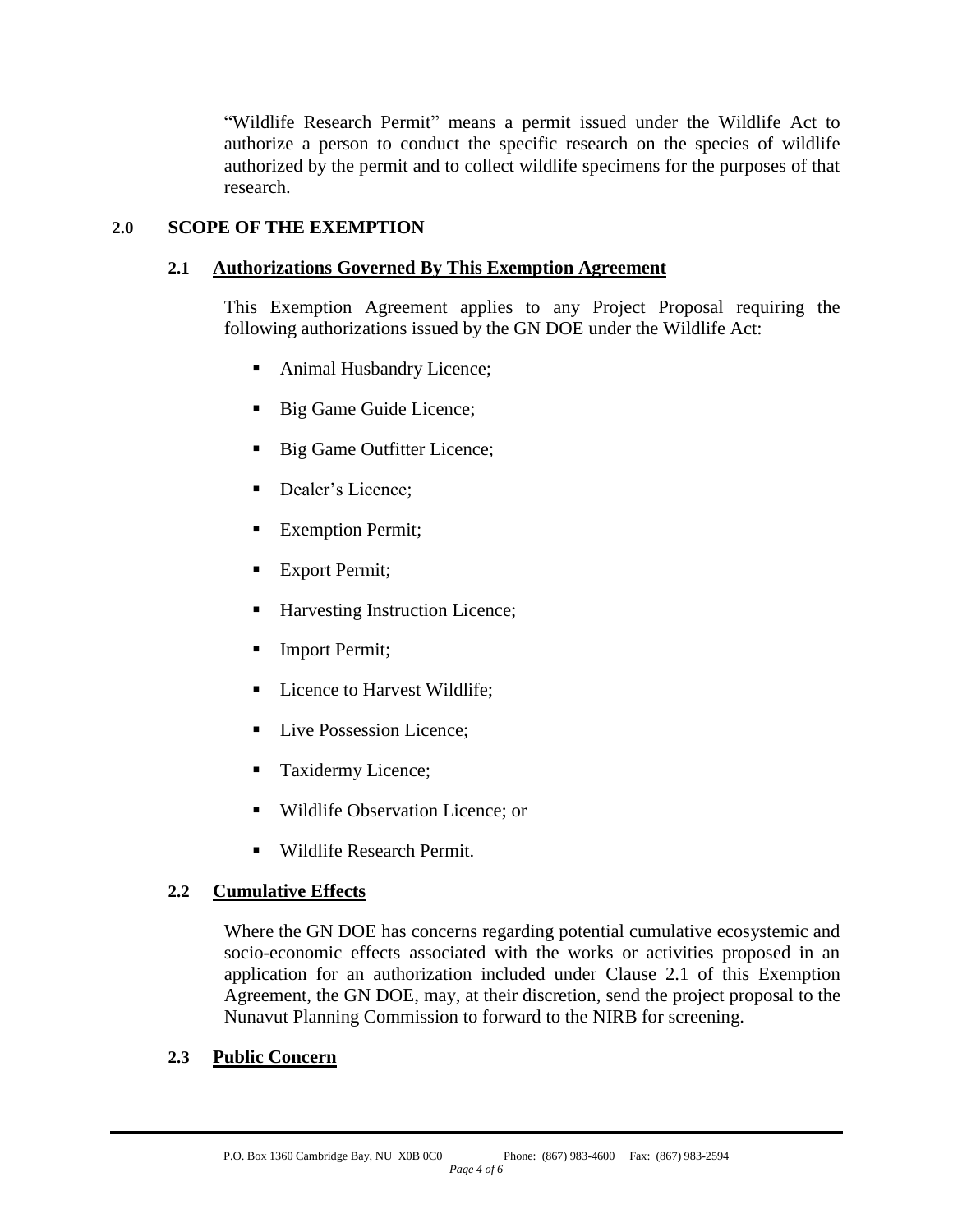"Wildlife Research Permit" means a permit issued under the Wildlife Act to authorize a person to conduct the specific research on the species of wildlife authorized by the permit and to collect wildlife specimens for the purposes of that research.

## 2.0 SCOPE OF THE EXEMPTION

### 2.1 Authorizations Governed By This Exemption Agreement

This Exemption Agreement applies to any Project Proposal requiring the following authorizations issued by the GN DOE under the Wildlife Act:

- Animal Husbandry Licence;
- Big Game Guide Licence;
- Big Game Outfitter Licence;
- Dealer's Licence;
- Exemption Permit;
- Export Permit;
- Harvesting Instruction Licence;
- Import Permit;
- Licence to Harvest Wildlife;
- Live Possession Licence;
- Taxidermy Licence;
- Wildlife Observation Licence; or
- Wildlife Research Permit.

### 2.2 Cumulative Effects

Where the GN DOE has concerns regarding potential cumulative ecosystemic and socio-economic effects associated with the works or activities proposed in an application for an authorization included under Clause 2.1 of this Exemption Agreement, the GN DOE, may, at their discretion, send the project proposal to the Nunavut Planning Commission to forward to the NIRB for screening.

### 2.3 Public Concern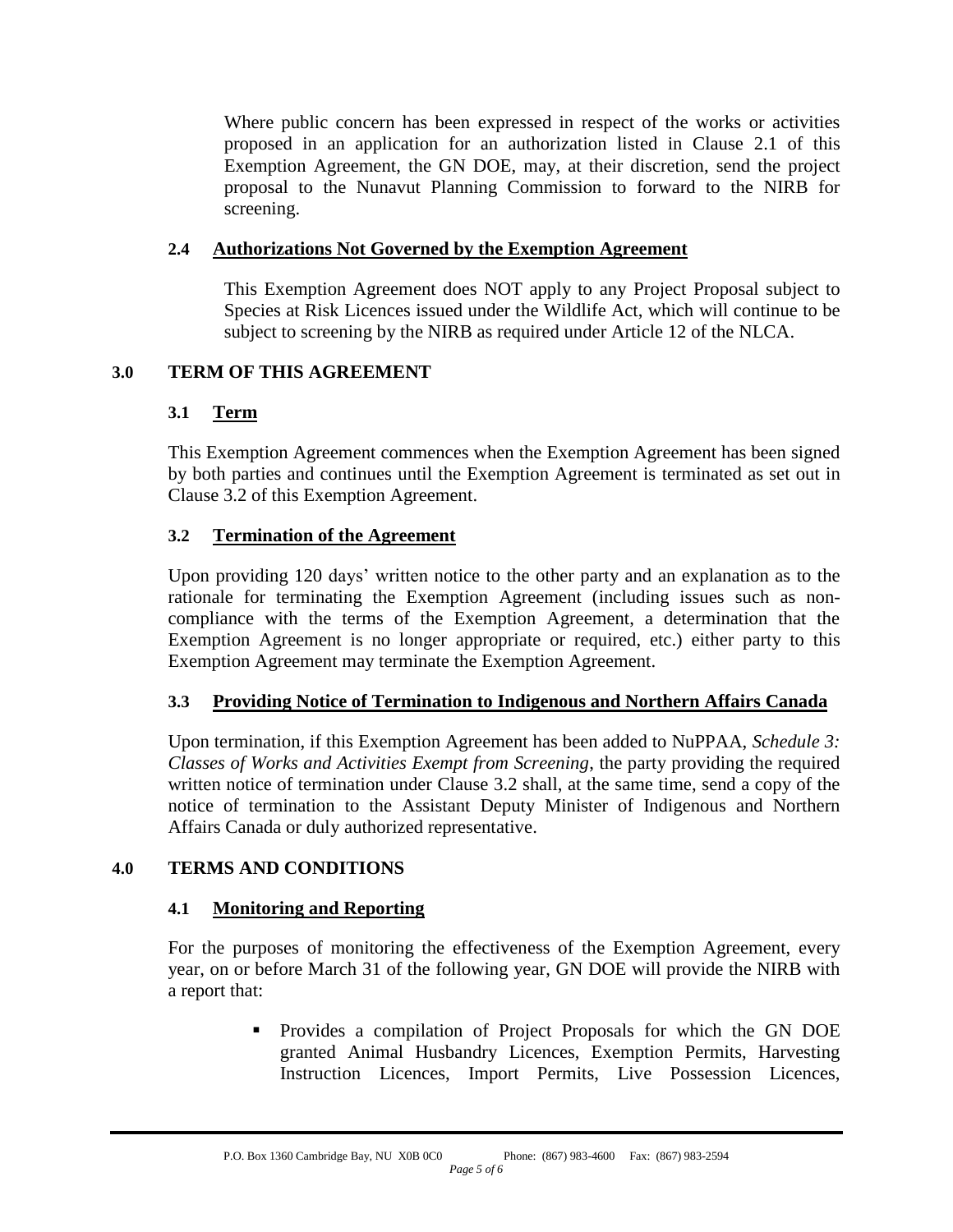Where public concern has been expressed in respect of the works or activities proposed in an application for an authorization listed in Clause 2.1 of this Exemption Agreement, the GN DOE, may, at their discretion, send the project proposal to the Nunavut Planning Commission to forward to the NIRB for screening.

### 2.4 Authorizations Not Governed by the Exemption Agreement

This Exemption Agreement does NOT apply to any Project Proposal subject to Species at Risk Licences issued under the Wildlife Act, which will continue to be subject to screening by the NIRB as required under Article 12 of the NLCA.

## 3.0 TERM OF THIS AGREEMENT

### 3.1 Term

This Exemption Agreement commences when the Exemption Agreement has been signed by both parties and continues until the Exemption Agreement is terminated as set out in Clause 3.2 of this Exemption Agreement.

### 3.2 Termination of the Agreement

Upon providing 120 days' written notice to the other party and an explanation as to the rationale for terminating the Exemption Agreement (including issues such as non-compliance with the terms of the Exemption Agreement, a determination that the Exemption Agreement is no longer appropriate or required, etc.) either party to this Exemption Agreement may terminate the Exemption Agreement.

### 3.3 Providing Notice of Termination to Indigenous and Northern Affairs Canada

Upon termination, if this Exemption Agreement has been added to NuPPAA, *Schedule 3: Classes of Works and Activities Exempt from Screening*, the party providing the required written notice of termination under Clause 3.2 shall, at the same time, send a copy of the notice of termination to the Assistant Deputy Minister of Indigenous and Northern Affairs Canada or duly authorized representative.

## 4.0 TERMS AND CONDITIONS

### 4.1 Monitoring and Reporting

For the purposes of monitoring the effectiveness of the Exemption Agreement, every year, on or before March 31 of the following year, GN DOE will provide the NIRB with a report that:

- Provides a compilation of Project Proposals for which the GN DOE granted Animal Husbandry Licences, Exemption Permits, Harvesting Instruction Licences, Import Permits, Live Possession Licences,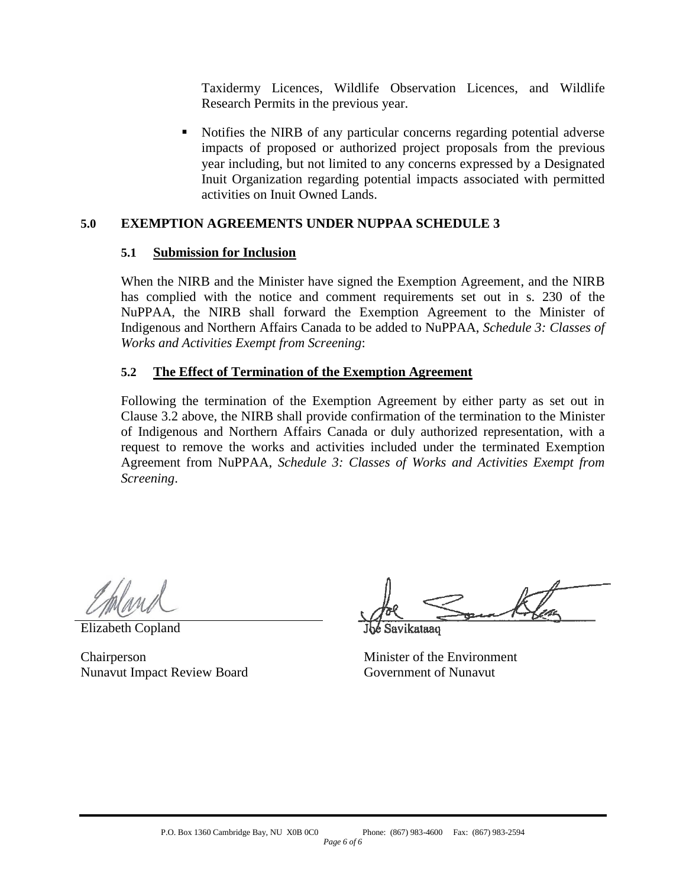Taxidermy Licences, Wildlife Observation Licences, and Wildlife Research Permits in the previous year.

- Notifies the NIRB of any particular concerns regarding potential adverse impacts of proposed or authorized project proposals from the previous year including, but not limited to any concerns expressed by a Designated Inuit Organization regarding potential impacts associated with permitted activities on Inuit Owned Lands.

## 5.0 EXEMPTION AGREEMENTS UNDER NUPPAA SCHEDULE 3

### 5.1 Submission for Inclusion

When the NIRB and the Minister have signed the Exemption Agreement, and the NIRB has complied with the notice and comment requirements set out in s. 230 of the NuPPAA, the NIRB shall forward the Exemption Agreement to the Minister of Indigenous and Northern Affairs Canada to be added to NuPPAA, *Schedule 3: Classes of Works and Activities Exempt from Screening*:

### 5.2 The Effect of Termination of the Exemption Agreement

Following the termination of the Exemption Agreement by either party as set out in Clause 3.2 above, the NIRB shall provide confirmation of the termination to the Minister of Indigenous and Northern Affairs Canada or duly authorized representation, with a request to remove the works and activities included under the terminated Exemption Agreement from NuPPAA, *Schedule 3: Classes of Works and Activities Exempt from Screening*.

Elizabeth Copland

Chairperson
Nunavut Impact Review Board

Joe Savikataaq

Minister of the Environment
Government of Nunavut

P.O. Box 1360 Cambridge Bay, NU X0B 0C0 Phone: (867) 983-4600 Fax: (867) 983-2594